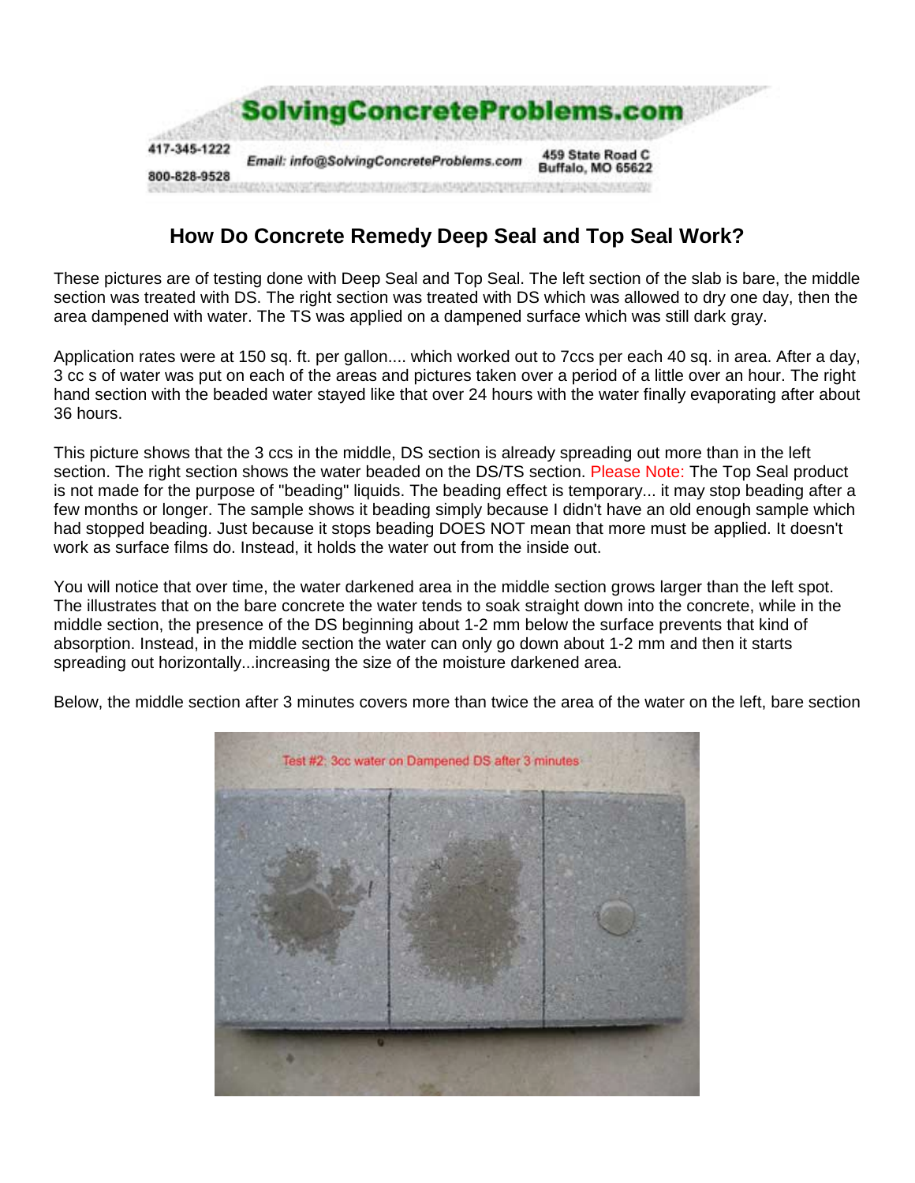SolvingConcreteProblems.com

417-345-1222
800-828-9528
Email: info@SolvingConcreteProblems.com
459 State Road C
Buffalo, MO 65622

## How Do Concrete Remedy Deep Seal and Top Seal Work?

These pictures are of testing done with Deep Seal and Top Seal. The left section of the slab is bare, the middle section was treated with DS. The right section was treated with DS which was allowed to dry one day, then the area dampened with water. The TS was applied on a dampened surface which was still dark gray.

Application rates were at 150 sq. ft. per gallon.... which worked out to 7ccs per each 40 sq. in area. After a day, 3 cc s of water was put on each of the areas and pictures taken over a period of a little over an hour. The right hand section with the beaded water stayed like that over 24 hours with the water finally evaporating after about 36 hours.

This picture shows that the 3 ccs in the middle, DS section is already spreading out more than in the left section. The right section shows the water beaded on the DS/TS section. Please Note: The Top Seal product is not made for the purpose of "beading" liquids. The beading effect is temporary... it may stop beading after a few months or longer. The sample shows it beading simply because I didn't have an old enough sample which had stopped beading. Just because it stops beading DOES NOT mean that more must be applied. It doesn't work as surface films do. Instead, it holds the water out from the inside out.

You will notice that over time, the water darkened area in the middle section grows larger than the left spot. The illustrates that on the bare concrete the water tends to soak straight down into the concrete, while in the middle section, the presence of the DS beginning about 1-2 mm below the surface prevents that kind of absorption. Instead, in the middle section the water can only go down about 1-2 mm and then it starts spreading out horizontally...increasing the size of the moisture darkened area.

Below, the middle section after 3 minutes covers more than twice the area of the water on the left, bare section

Test #2: 3cc water on Dampened DS after 3 minutes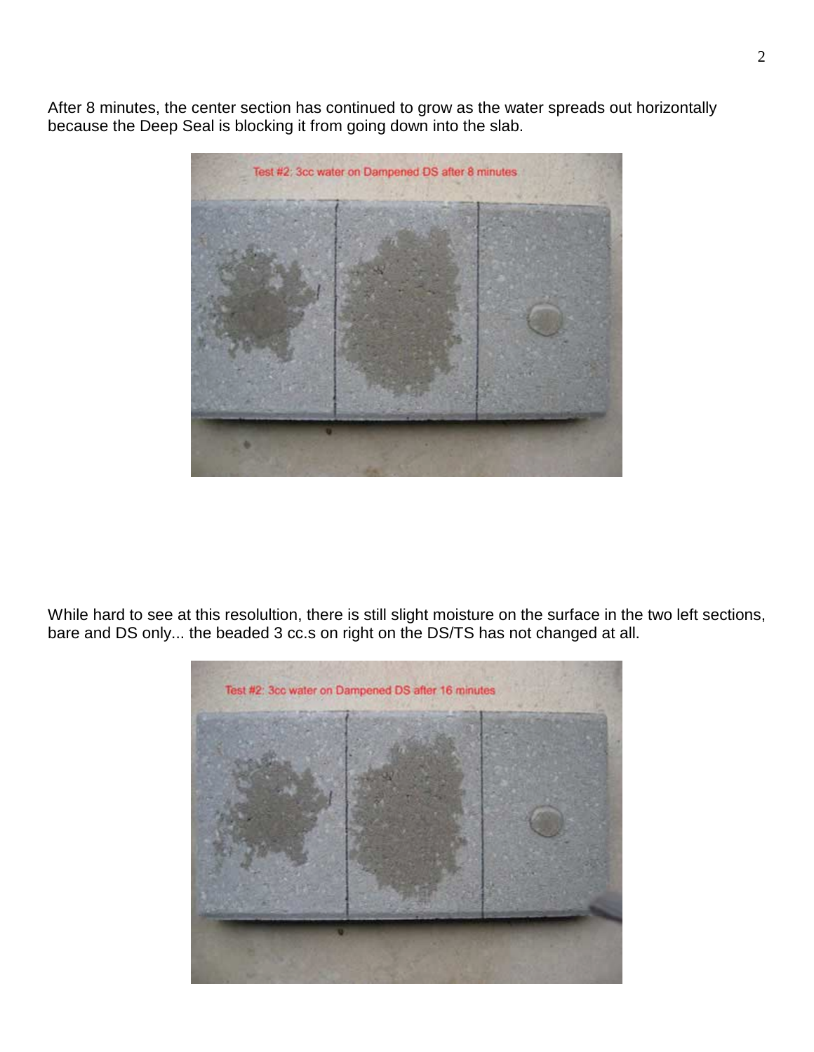After 8 minutes, the center section has continued to grow as the water spreads out horizontally because the Deep Seal is blocking it from going down into the slab.

While hard to see at this resolulution, there is still slight moisture on the surface in the two left sections, bare and DS only... the beaded 3 cc.s on right on the DS/TS has not changed at all.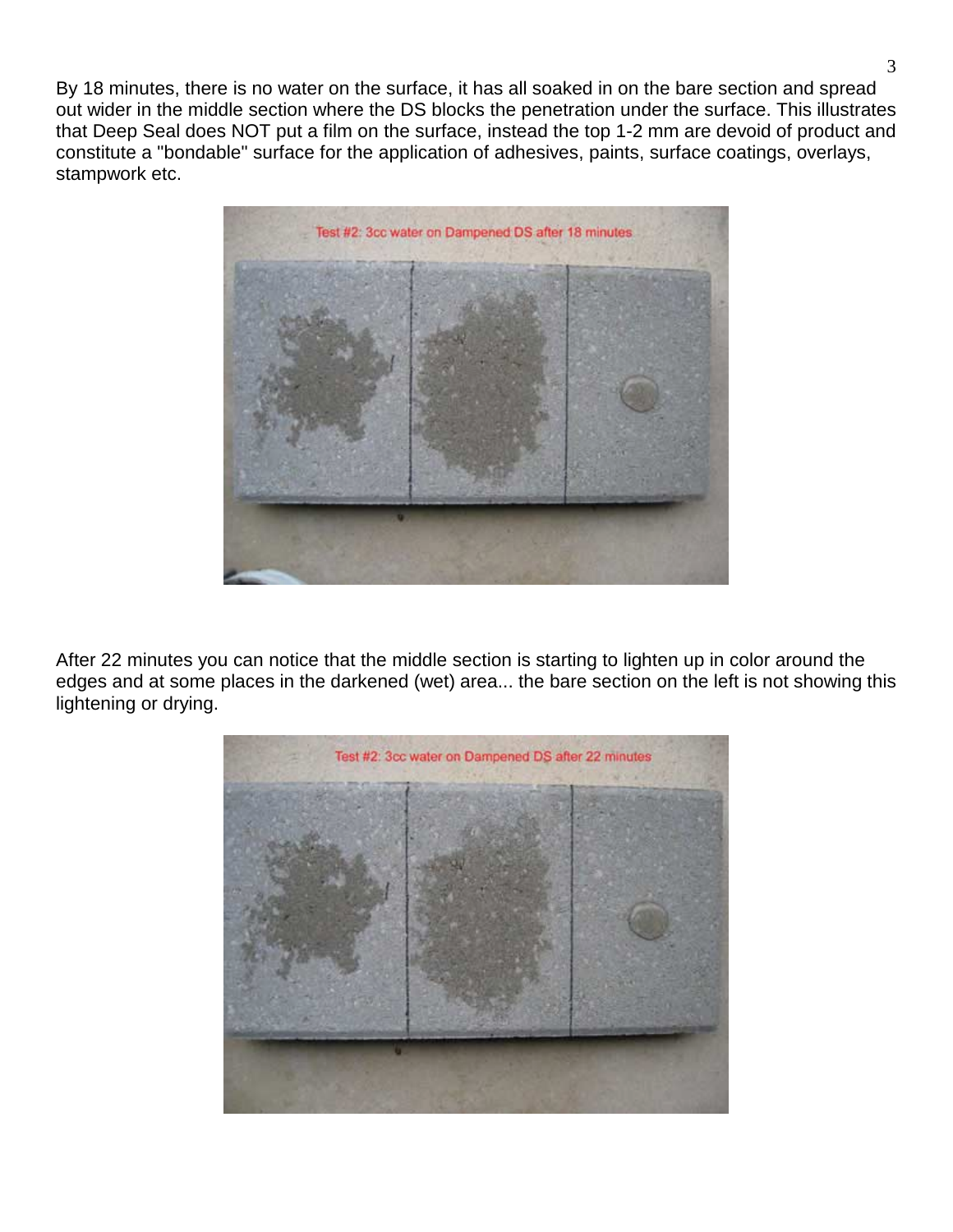By 18 minutes, there is no water on the surface, it has all soaked in on the bare section and spread out wider in the middle section where the DS blocks the penetration under the surface. This illustrates that Deep Seal does NOT put a film on the surface, instead the top 1-2 mm are devoid of product and constitute a "bondable" surface for the application of adhesives, paints, surface coatings, overlays, stampwork etc.

After 22 minutes you can notice that the middle section is starting to lighten up in color around the edges and at some places in the darkened (wet) area... the bare section on the left is not showing this lightening or drying.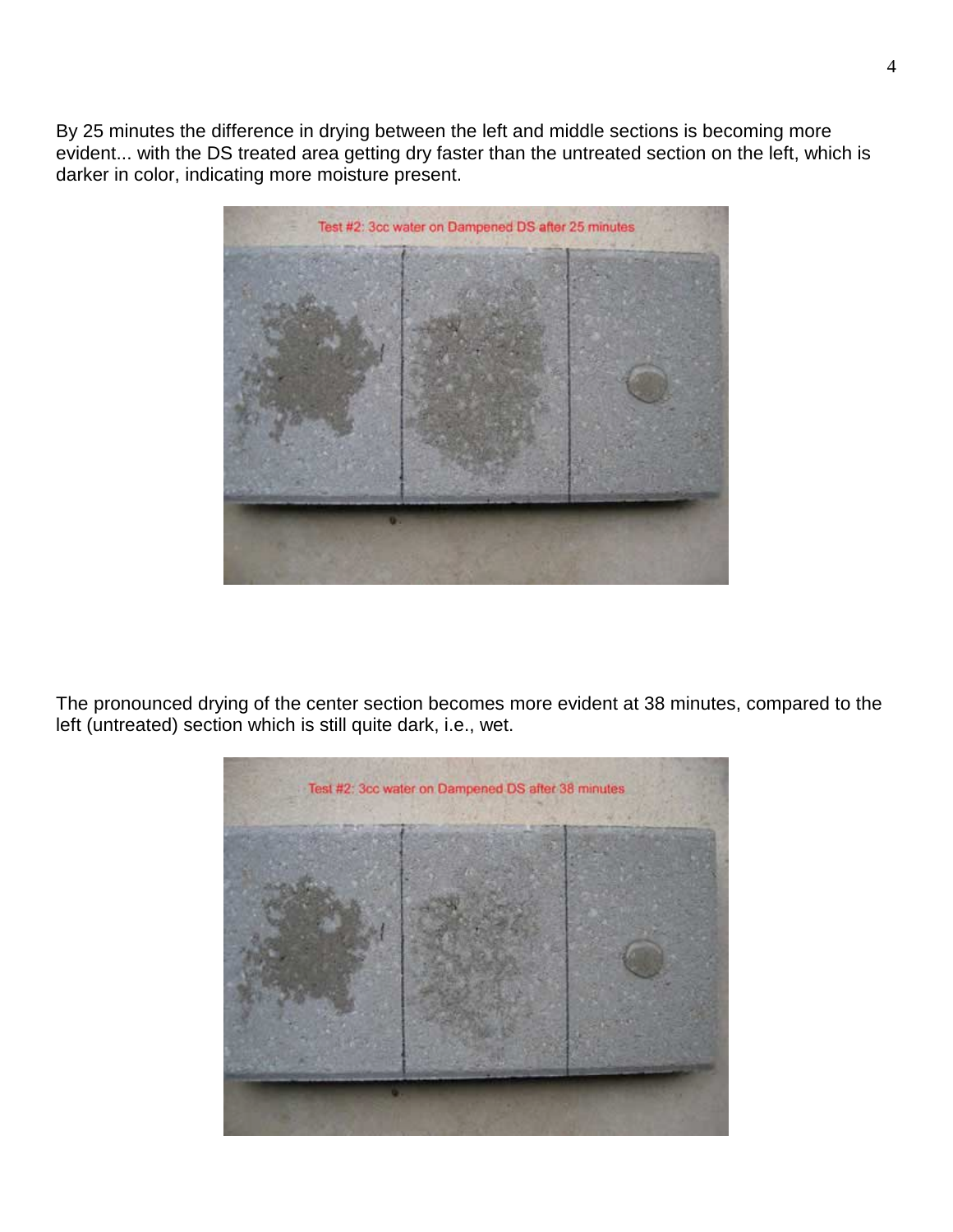By 25 minutes the difference in drying between the left and middle sections is becoming more evident... with the DS treated area getting dry faster than the untreated section on the left, which is darker in color, indicating more moisture present.

The pronounced drying of the center section becomes more evident at 38 minutes, compared to the left (untreated) section which is still quite dark, i.e., wet.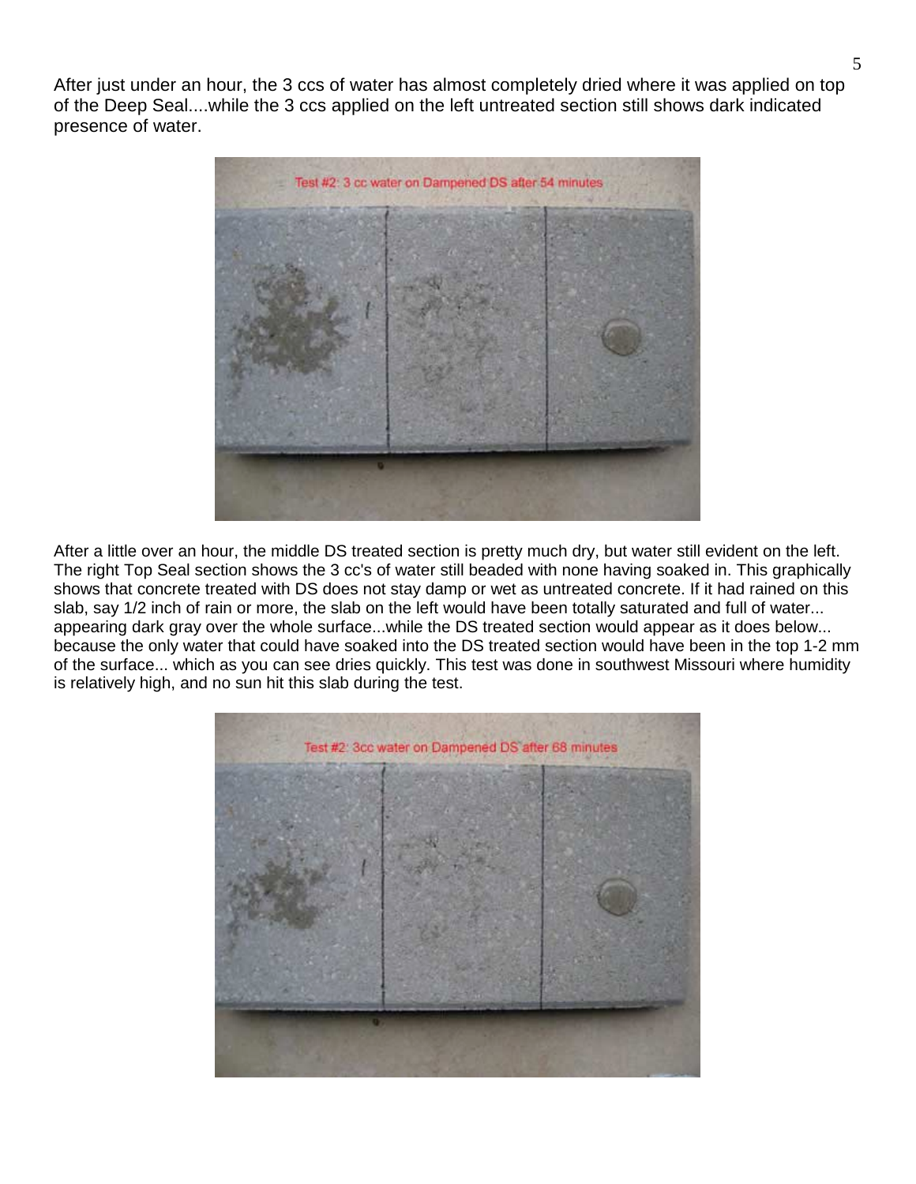After just under an hour, the 3 ccs of water has almost completely dried where it was applied on top of the Deep Seal....while the 3 ccs applied on the left untreated section still shows dark indicated presence of water.

After a little over an hour, the middle DS treated section is pretty much dry, but water still evident on the left. The right Top Seal section shows the 3 cc's of water still beaded with none having soaked in. This graphically shows that concrete treated with DS does not stay damp or wet as untreated concrete. If it had rained on this slab, say 1/2 inch of rain or more, the slab on the left would have been totally saturated and full of water... appearing dark gray over the whole surface...while the DS treated section would appear as it does below... because the only water that could have soaked into the DS treated section would have been in the top 1-2 mm of the surface... which as you can see dries quickly. This test was done in southwest Missouri where humidity is relatively high, and no sun hit this slab during the test.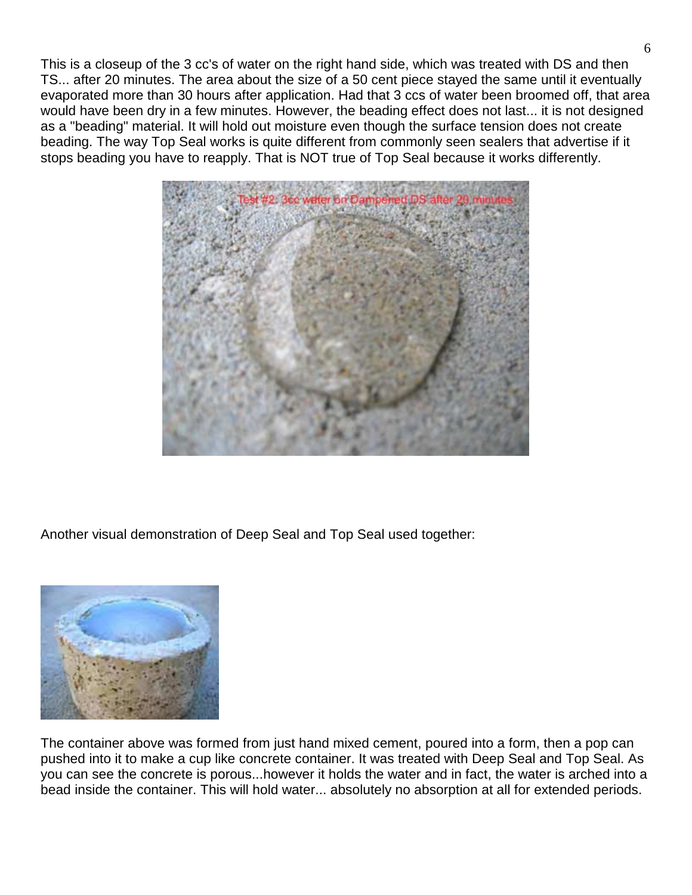This is a closeup of the 3 cc's of water on the right hand side, which was treated with DS and then TS... after 20 minutes. The area about the size of a 50 cent piece stayed the same until it eventually evaporated more than 30 hours after application. Had that 3 ccs of water been broomed off, that area would have been dry in a few minutes. However, the beading effect does not last... it is not designed as a "beading" material. It will hold out moisture even though the surface tension does not create beading. The way Top Seal works is quite different from commonly seen sealers that advertise if it stops beading you have to reapply. That is NOT true of Top Seal because it works differently.

Another visual demonstration of Deep Seal and Top Seal used together:

The container above was formed from just hand mixed cement, poured into a form, then a pop can pushed into it to make a cup like concrete container. It was treated with Deep Seal and Top Seal. As you can see the concrete is porous...however it holds the water and in fact, the water is arched into a bead inside the container. This will hold water... absolutely no absorption at all for extended periods.